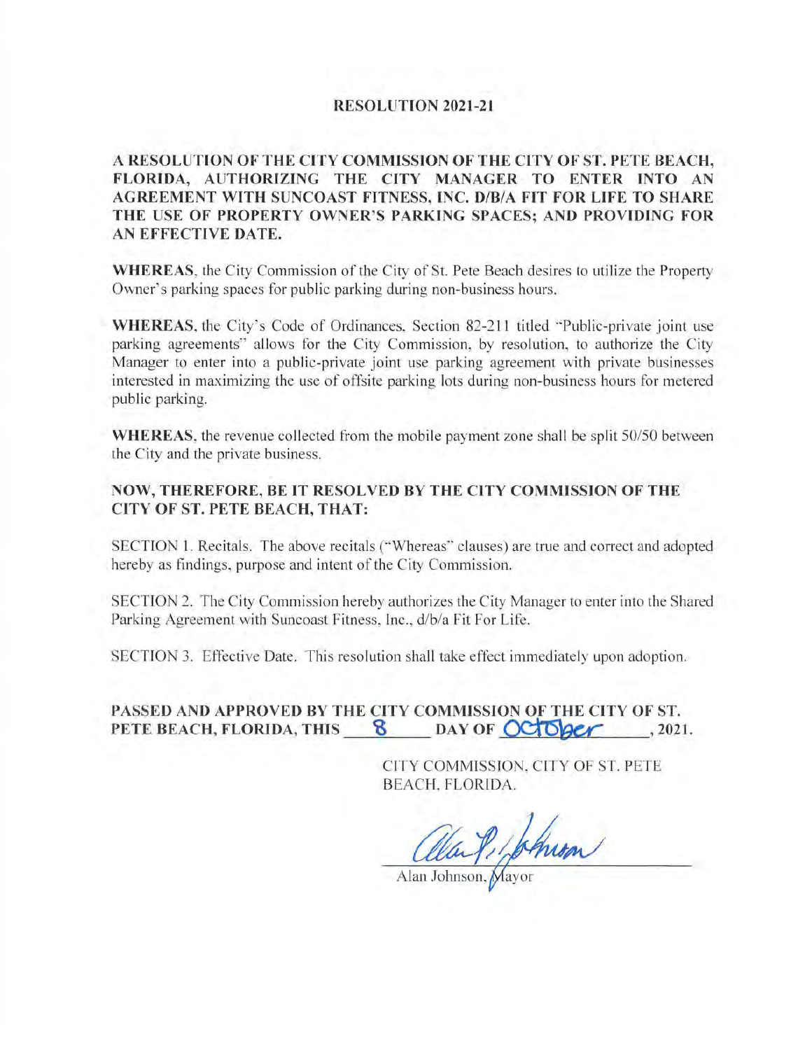# RESOLUTION 2021-21

**A RESOLUTION OF THE CITY COMMISSION OF THE CITY OF ST. PETE BEACH, FLORIDA, AUTHORIZING THE CITY MANAGER TO ENTER INTO AN AGREEMENT WITH SUNCOAST FITNESS, INC. D/B/A FIT FOR LIFE TO SHARE THE USE OF PROPERTY OWNER'S PARKING SPACES; AND PROVIDING FOR AN EFFECTIVE DATE.**

**WHEREAS**, the City Commission of the City of St. Pete Beach desires to utilize the Property Owner's parking spaces for public parking during non-business hours.

**WHEREAS**, the City's Code of Ordinances, Section 82-211 titled "Public-private joint use parking agreements" allows for the City Commission, by resolution, to authorize the City Manager to enter into a public-private joint use parking agreement with private businesses interested in maximizing the use of offsite parking lots during non-business hours for metered public parking.

**WHEREAS**, the revenue collected from the mobile payment zone shall be split 50/50 between the City and the private business.

**NOW, THEREFORE, BE IT RESOLVED BY THE CITY COMMISSION OF THE CITY OF ST. PETE BEACH, THAT:**

SECTION 1. Recitals. The above recitals ("Whereas" clauses) are true and correct and adopted hereby as findings, purpose and intent of the City Commission.

SECTION 2. The City Commission hereby authorizes the City Manager to enter into the Shared Parking Agreement with Suncoast Fitness, Inc., d/b/a Fit For Life.

SECTION 3. Effective Date. This resolution shall take effect immediately upon adoption.

**PASSED AND APPROVED BY THE CITY COMMISSION OF THE CITY OF ST. PETE BEACH, FLORIDA, THIS 8 DAY OF October, 2021.**

CITY COMMISSION, CITY OF ST. PETE BEACH, FLORIDA.

Alan Johnson, Mayor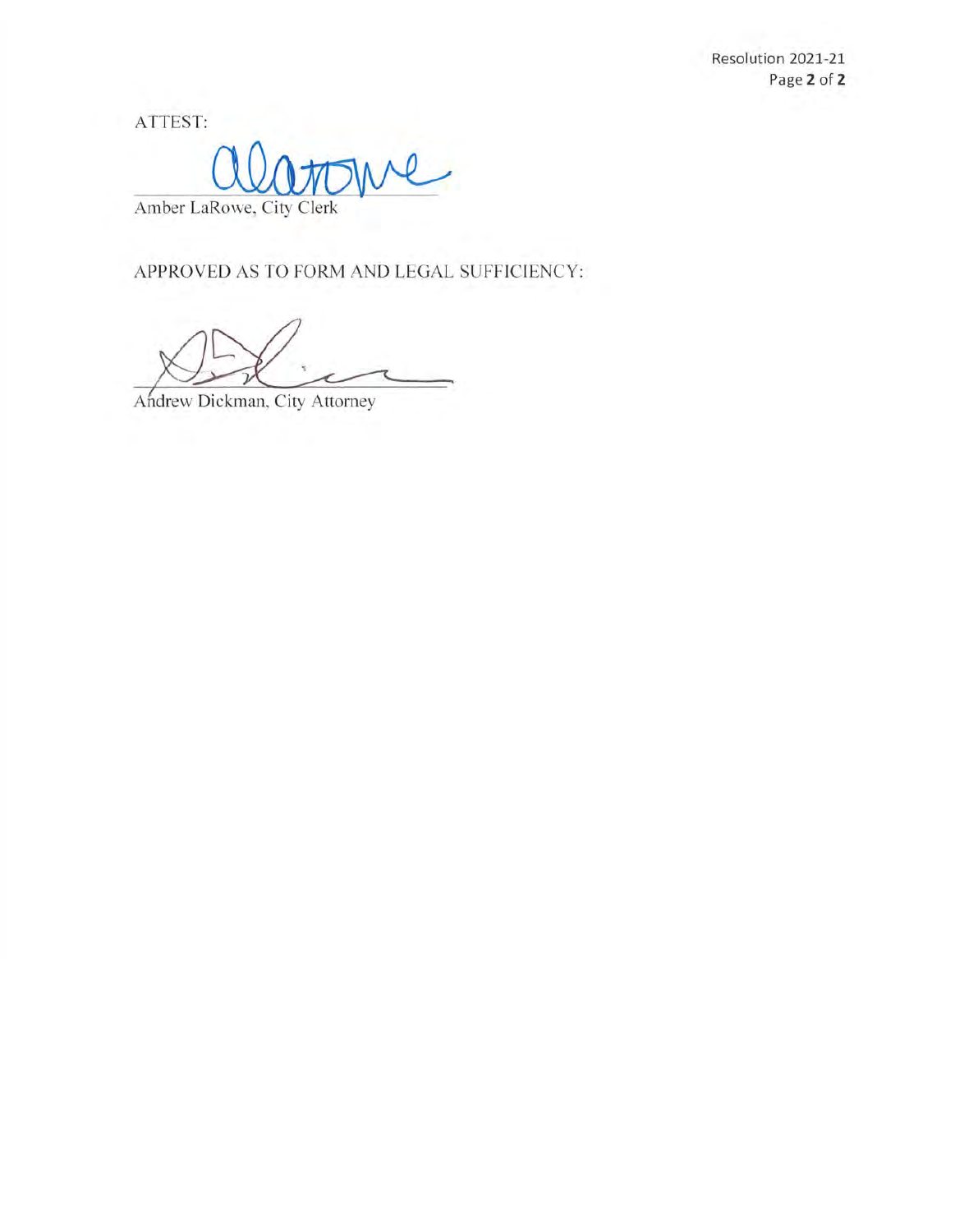ATTEST:

Amber LaRowe, City Clerk

APPROVED AS TO FORM AND LEGAL SUFFICIENCY:

Andrew Dickman, City Attorney